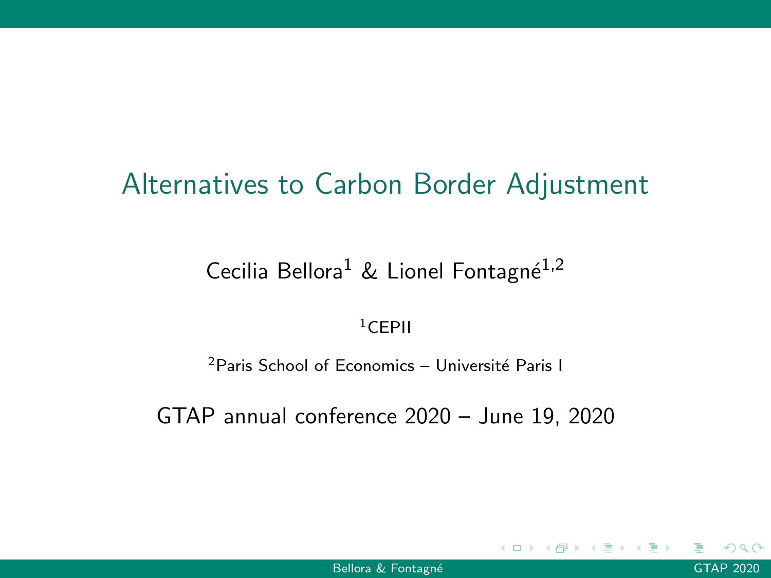# Alternatives to Carbon Border Adjustment

Cecilia Bellora[1] & Lionel Fontagné[1,2]

[1]CEPII

[2]Paris School of Economics – Université Paris I

GTAP annual conference 2020 – June 19, 2020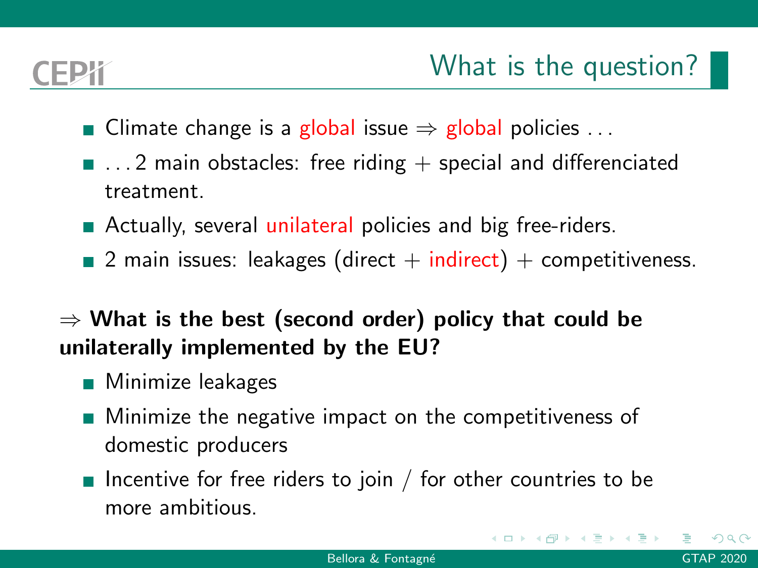## What is the question?

- Climate change is a global issue ⇒ global policies . . .
- . . . 2 main obstacles: free riding + special and differenciated treatment.
- Actually, several unilateral policies and big free-riders.
- 2 main issues: leakages (direct + indirect) + competitiveness.

⇒ **What is the best (second order) policy that could be unilaterally implemented by the EU?**

- Minimize leakages
- Minimize the negative impact on the competitiveness of domestic producers
- Incentive for free riders to join / for other countries to be more ambitious.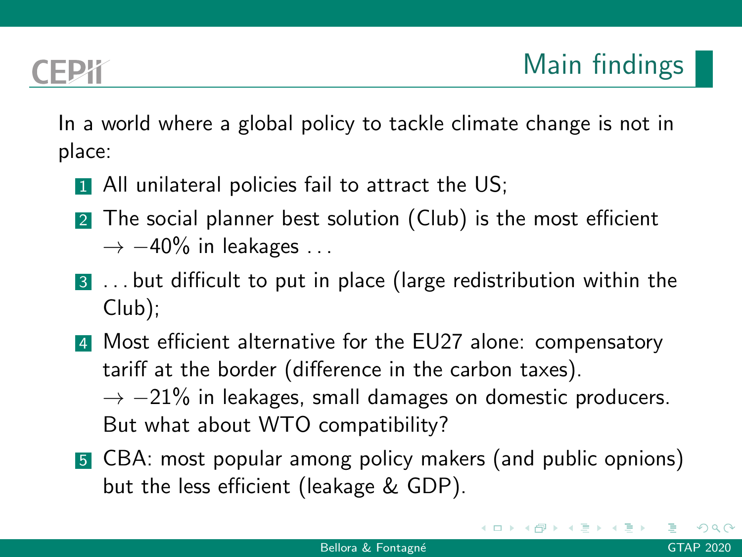## Main findings

In a world where a global policy to tackle climate change is not in place:

1. All unilateral policies fail to attract the US;
2. The social planner best solution (Club) is the most efficient $\rightarrow -40\%$ in leakages ...
3. ... but difficult to put in place (large redistribution within the Club);
4. Most efficient alternative for the EU27 alone: compensatory tariff at the border (difference in the carbon taxes). $\rightarrow -21\%$ in leakages, small damages on domestic producers. But what about WTO compatibility?
5. CBA: most popular among policy makers (and public opnions) but the less efficient (leakage & GDP).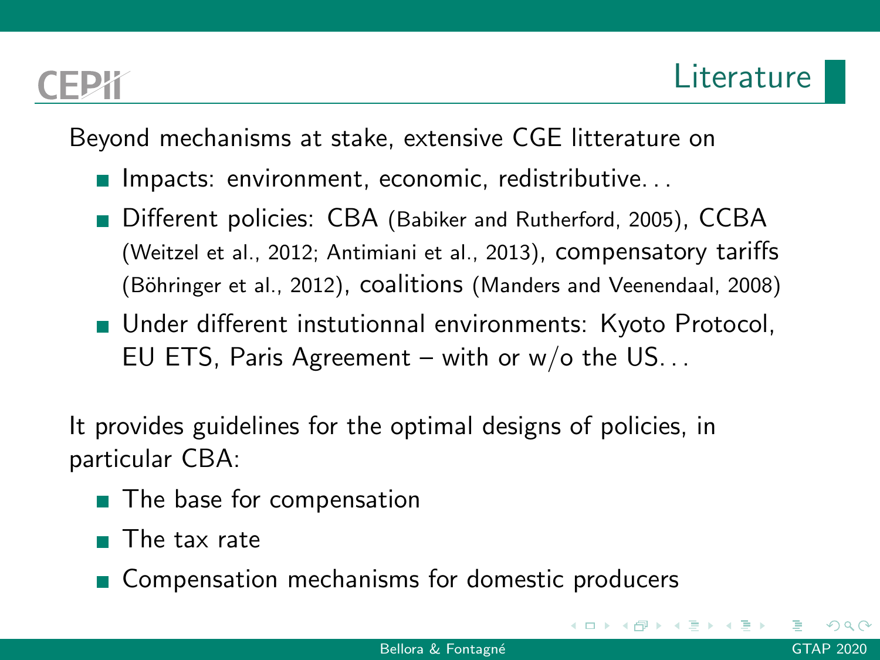# Literature

Beyond mechanisms at stake, extensive CGE litterature on

- Impacts: environment, economic, redistributive...
- Different policies: CBA (Babiker and Rutherford, 2005), CCBA (Weitzel et al., 2012; Antimiani et al., 2013), compensatory tariffs (Böhringer et al., 2012), coalitions (Manders and Veenendaal, 2008)
- Under different instutionnal environments: Kyoto Protocol, EU ETS, Paris Agreement – with or w/o the US...

It provides guidelines for the optimal designs of policies, in particular CBA:

- The base for compensation
- The tax rate
- Compensation mechanisms for domestic producers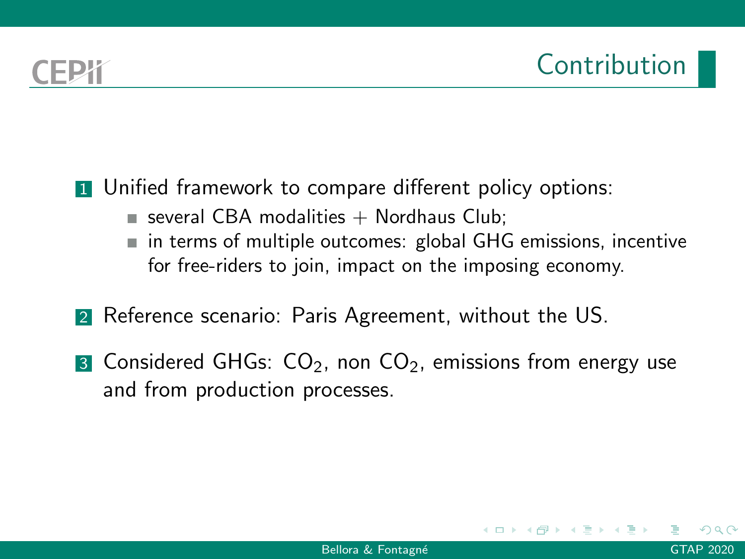# Contribution

1. Unified framework to compare different policy options:
   - several CBA modalities + Nordhaus Club;
   - in terms of multiple outcomes: global GHG emissions, incentive for free-riders to join, impact on the imposing economy.

2. Reference scenario: Paris Agreement, without the US.

3. Considered GHGs: $CO_2$, non $CO_2$, emissions from energy use and from production processes.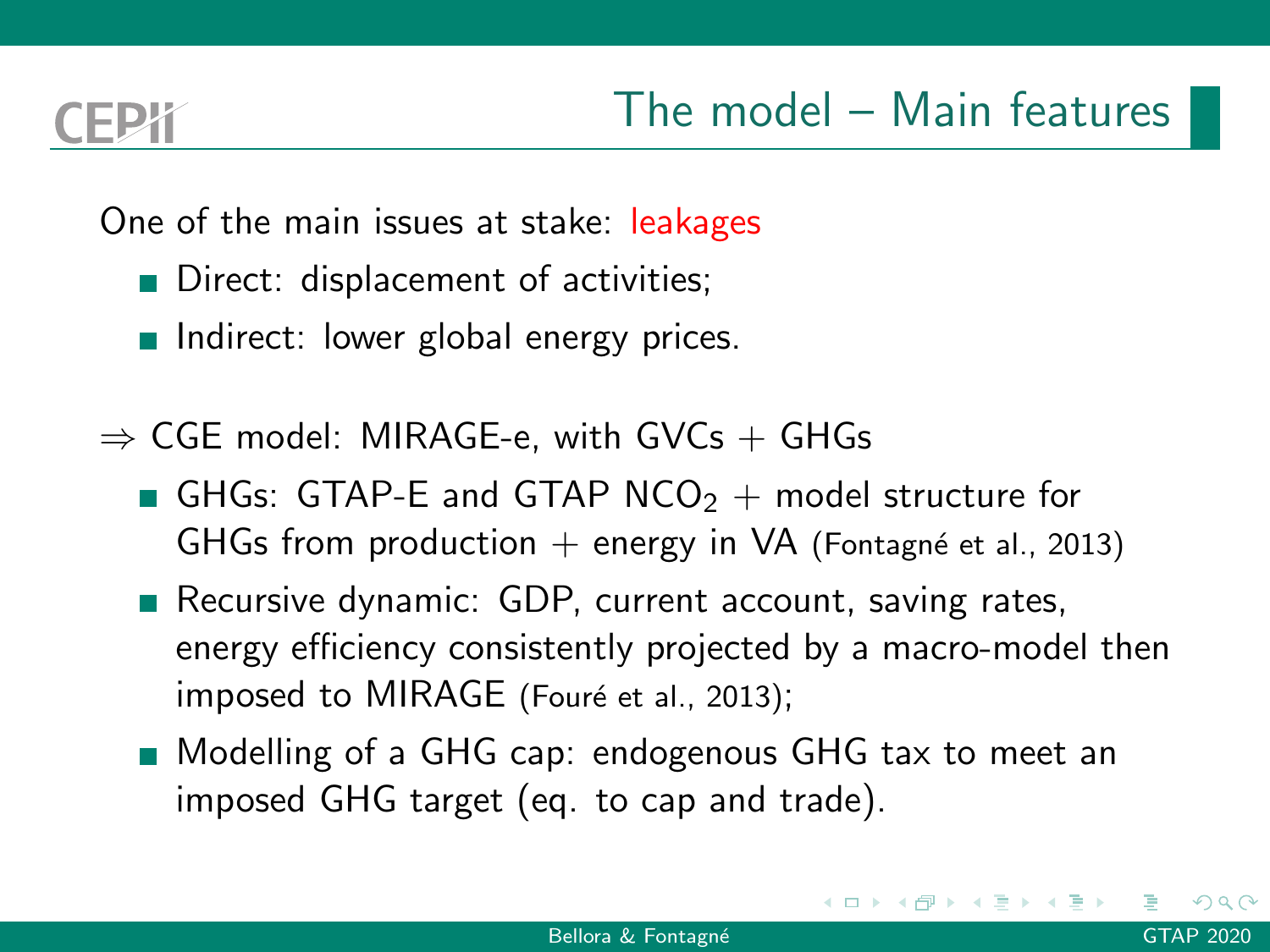## The model – Main features

One of the main issues at stake: leakages

- Direct: displacement of activities;
- Indirect: lower global energy prices.

⇒ CGE model: MIRAGE-e, with GVCs + GHGs

- GHGs: GTAP-E and GTAP $NCO_2$ + model structure for GHGs from production + energy in VA (Fontagné et al., 2013)
- Recursive dynamic: GDP, current account, saving rates, energy efficiency consistently projected by a macro-model then imposed to MIRAGE (Fouré et al., 2013);
- Modelling of a GHG cap: endogenous GHG tax to meet an imposed GHG target (eq. to cap and trade).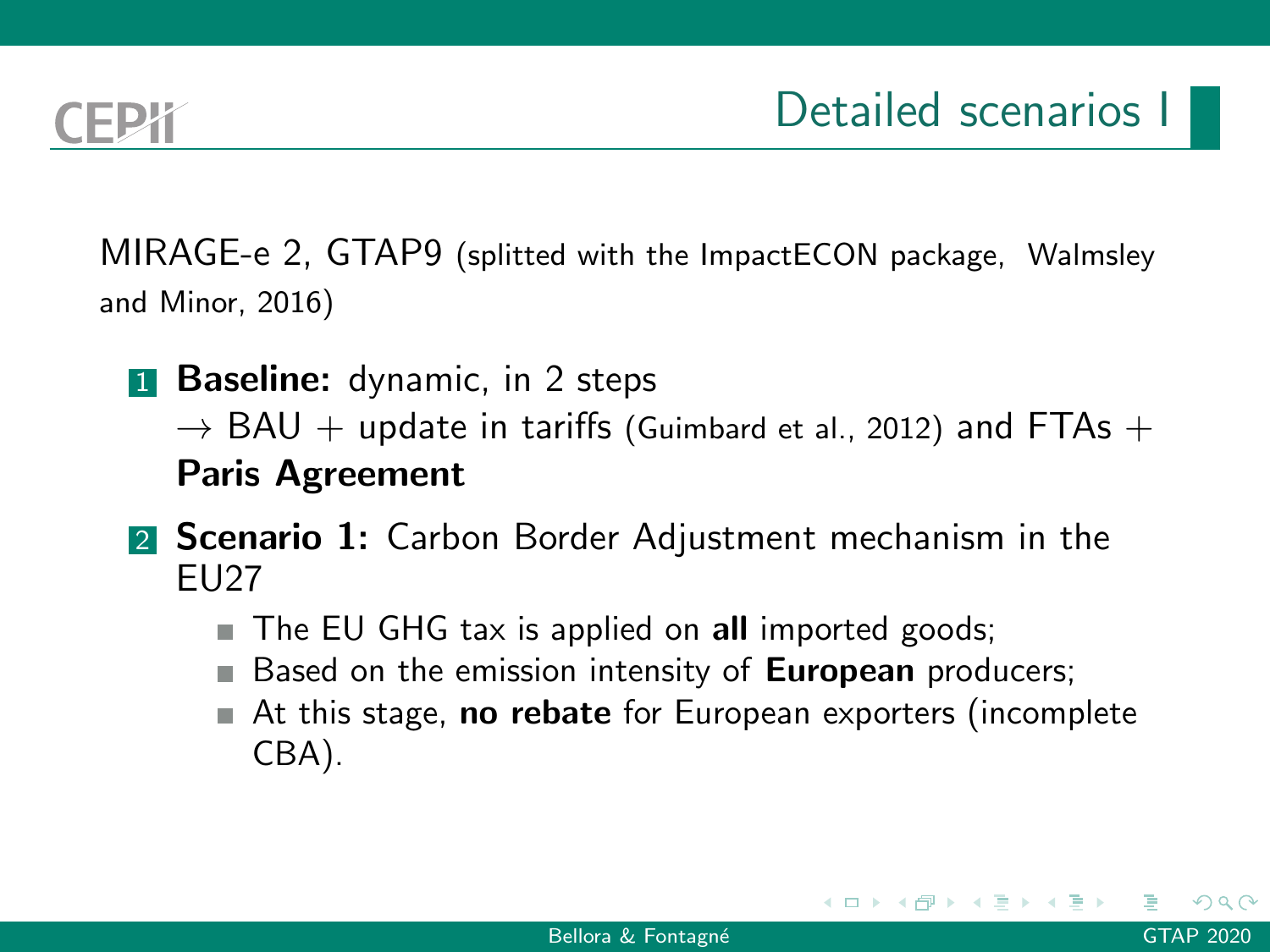# Detailed scenarios I

MIRAGE-e 2, GTAP9 (splitted with the ImpactECON package, Walmsley and Minor, 2016)

1. **Baseline:** dynamic, in 2 steps
   → BAU + update in tariffs (Guimbard et al., 2012) and FTAs + **Paris Agreement**
2. **Scenario 1:** Carbon Border Adjustment mechanism in the EU27
   - The EU GHG tax is applied on **all** imported goods;
   - Based on the emission intensity of **European** producers;
   - At this stage, **no rebate** for European exporters (incomplete CBA).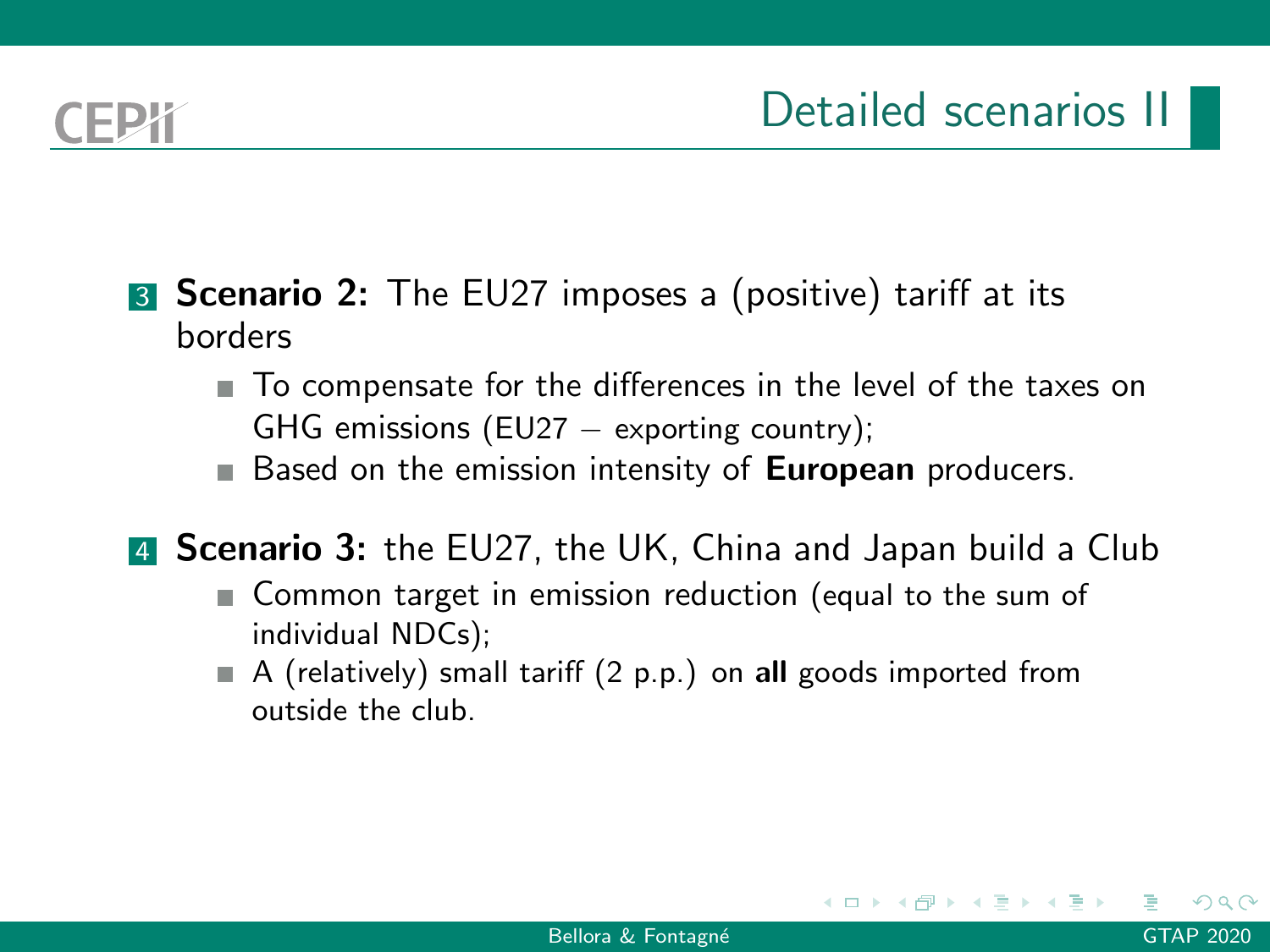## Detailed scenarios II

3. **Scenario 2:** The EU27 imposes a (positive) tariff at its borders
   - To compensate for the differences in the level of the taxes on GHG emissions (EU27 − exporting country);
   - Based on the emission intensity of **European** producers.

4. **Scenario 3:** the EU27, the UK, China and Japan build a Club
   - Common target in emission reduction (equal to the sum of individual NDCs);
   - A (relatively) small tariff (2 p.p.) on **all** goods imported from outside the club.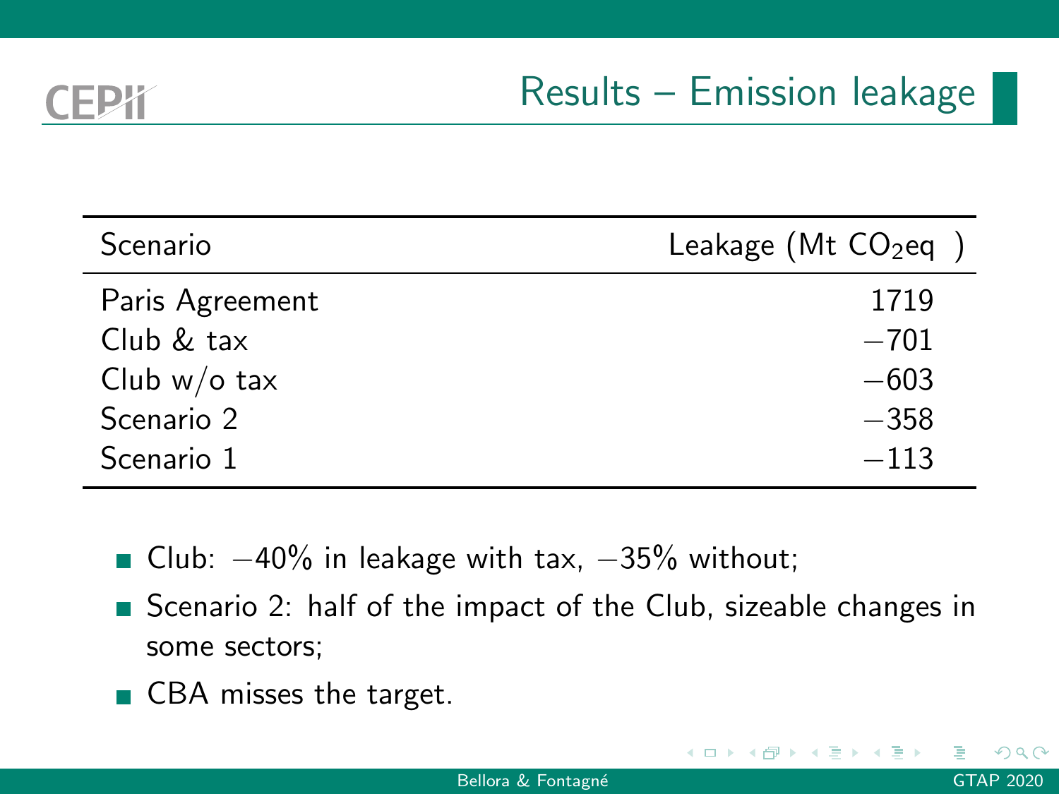# Results – Emission leakage

| Scenario | Leakage (Mt $CO_2$eq ) |
|---|---|
| Paris Agreement | 1719 |
| Club & tax | −701 |
| Club w/o tax | −603 |
| Scenario 2 | −358 |
| Scenario 1 | −113 |

- Club: −40% in leakage with tax, −35% without;
- Scenario 2: half of the impact of the Club, sizeable changes in some sectors;
- CBA misses the target.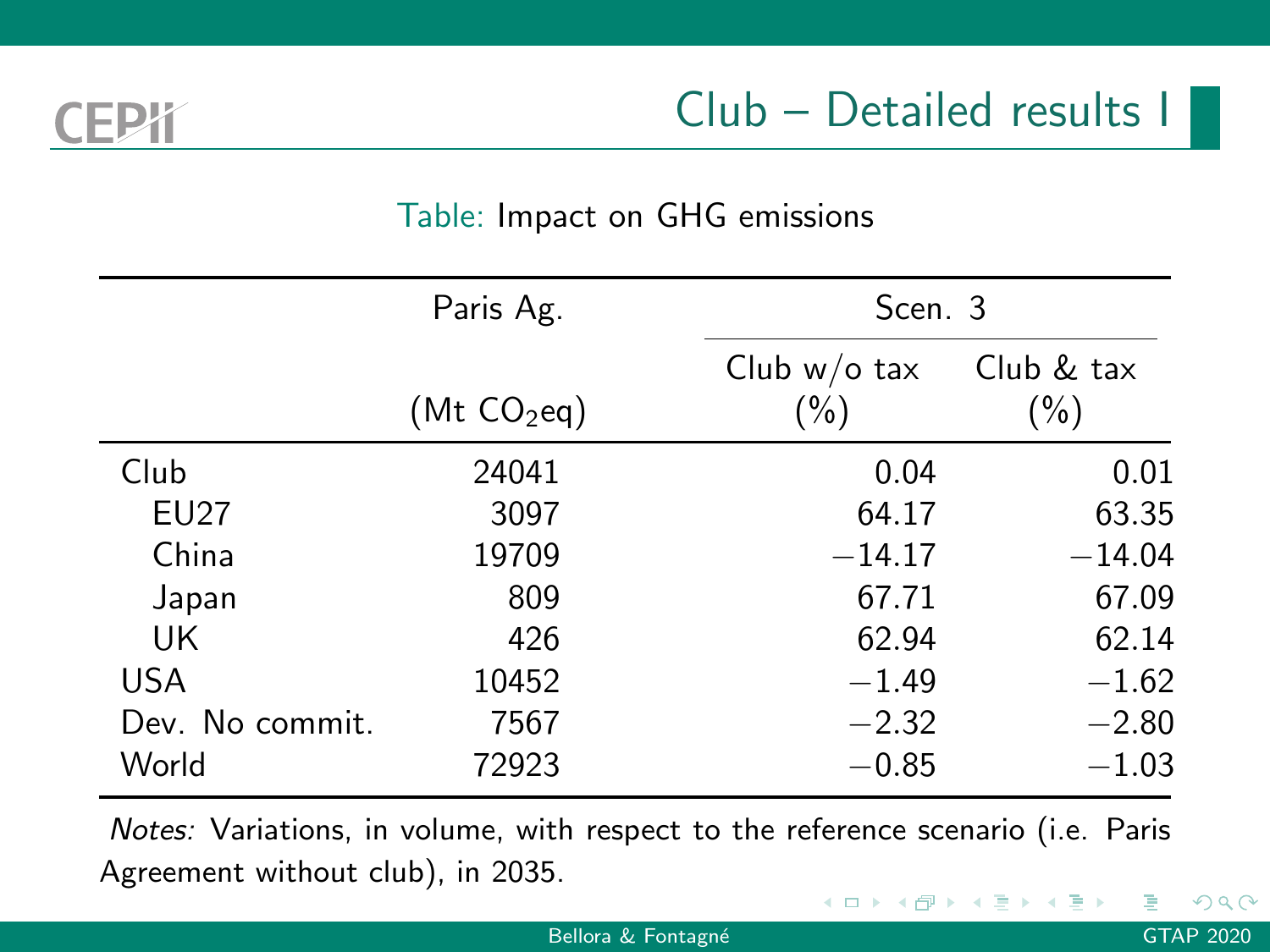## Club – Detailed results I

Table: Impact on GHG emissions

| | Paris Ag. | Scen. 3 | |
|---|---|---|---|
| | ($Mt\ CO_2eq$) | Club w/o tax (%) | Club & tax (%) |
| Club | 24041 | 0.04 | 0.01 |
| EU27 | 3097 | 64.17 | 63.35 |
| China | 19709 | −14.17 | −14.04 |
| Japan | 809 | 67.71 | 67.09 |
| UK | 426 | 62.94 | 62.14 |
| USA | 10452 | −1.49 | −1.62 |
| Dev. No commit. | 7567 | −2.32 | −2.80 |
| World | 72923 | −0.85 | −1.03 |

*Notes:* Variations, in volume, with respect to the reference scenario (i.e. Paris Agreement without club), in 2035.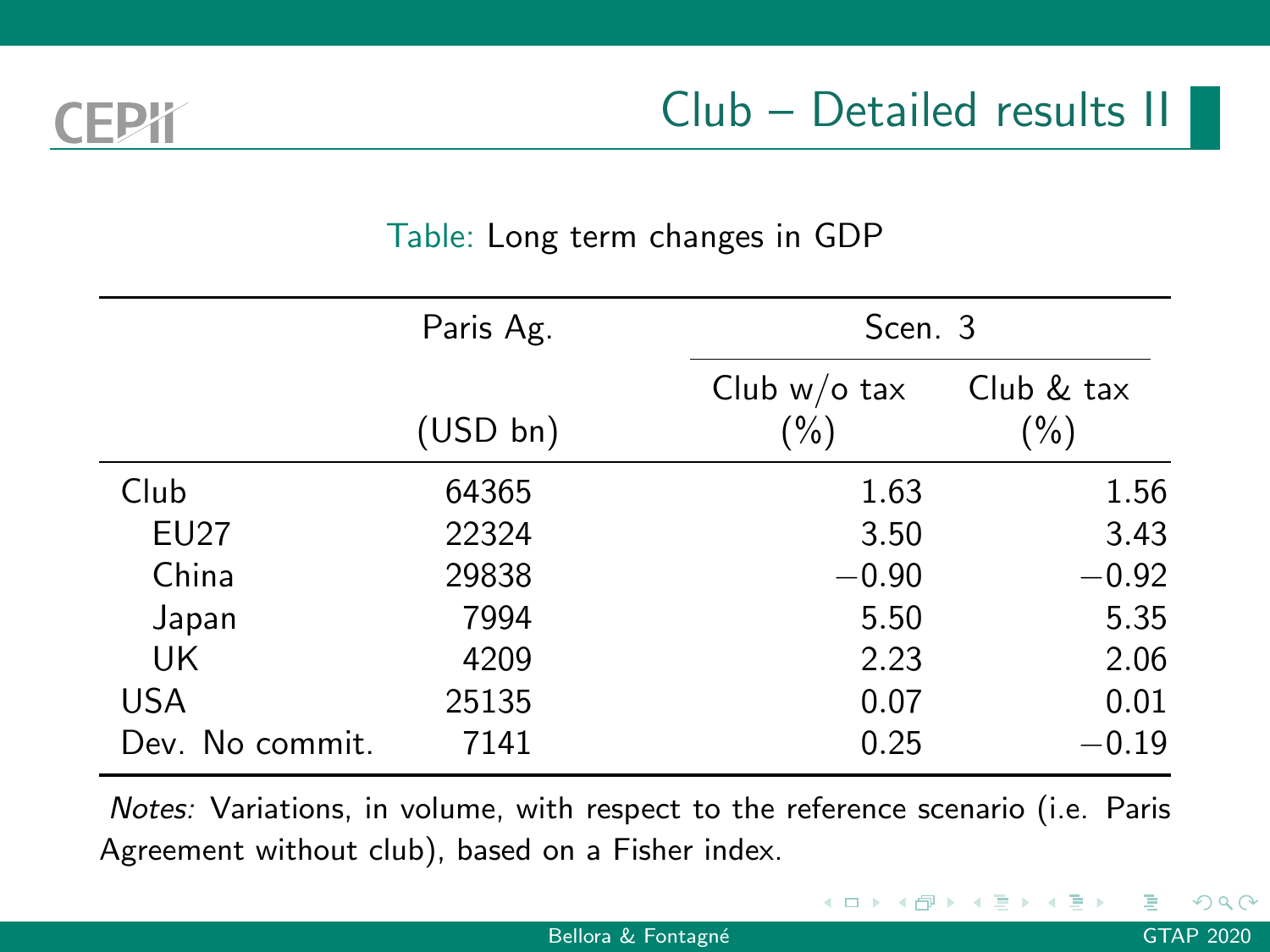## Club – Detailed results II

Table: Long term changes in GDP

| | Paris Ag. (USD bn) | Scen. 3 | |
|---|---|---|---|
| | | Club w/o tax (%) | Club & tax (%) |
| Club | 64365 | 1.63 | 1.56 |
| EU27 | 22324 | 3.50 | 3.43 |
| China | 29838 | −0.90 | −0.92 |
| Japan | 7994 | 5.50 | 5.35 |
| UK | 4209 | 2.23 | 2.06 |
| USA | 25135 | 0.07 | 0.01 |
| Dev. No commit. | 7141 | 0.25 | −0.19 |

*Notes:* Variations, in volume, with respect to the reference scenario (i.e. Paris Agreement without club), based on a Fisher index.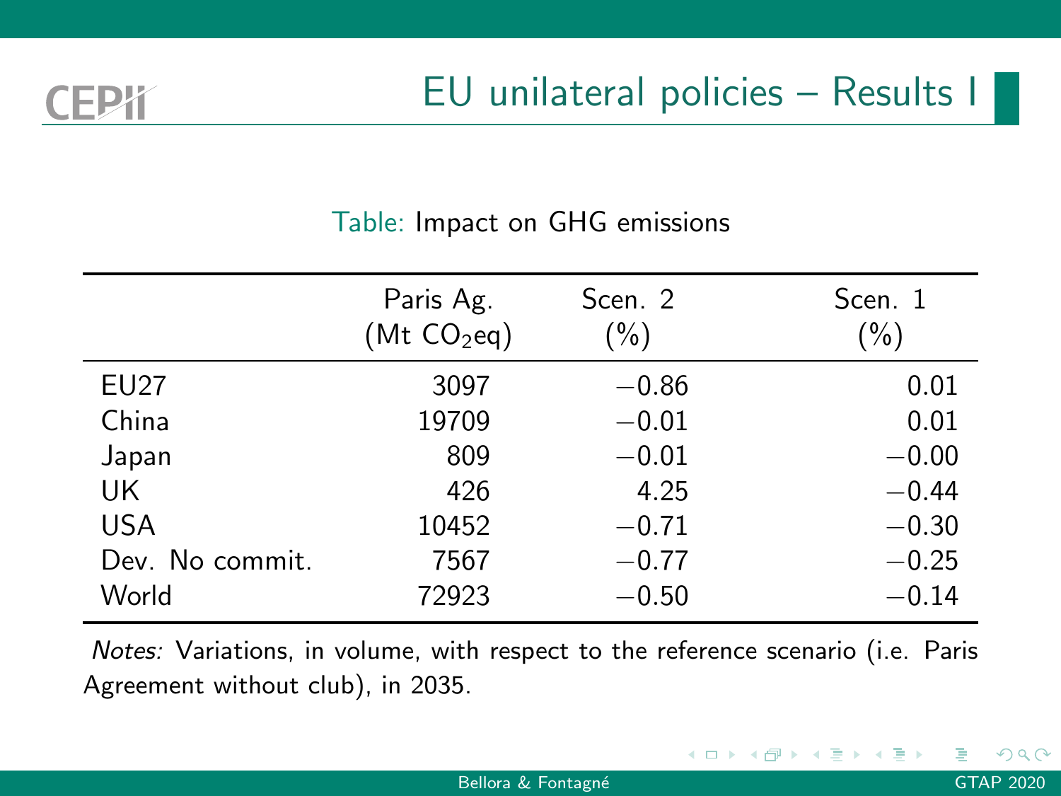# EU unilateral policies – Results I

Table: Impact on GHG emissions

| | Paris Ag. (Mt $CO_2$eq) | Scen. 2 (%) | Scen. 1 (%) |
|---|---|---|---|
| EU27 | 3097 | −0.86 | 0.01 |
| China | 19709 | −0.01 | 0.01 |
| Japan | 809 | −0.01 | −0.00 |
| UK | 426 | 4.25 | −0.44 |
| USA | 10452 | −0.71 | −0.30 |
| Dev. No commit. | 7567 | −0.77 | −0.25 |
| World | 72923 | −0.50 | −0.14 |

*Notes:* Variations, in volume, with respect to the reference scenario (i.e. Paris Agreement without club), in 2035.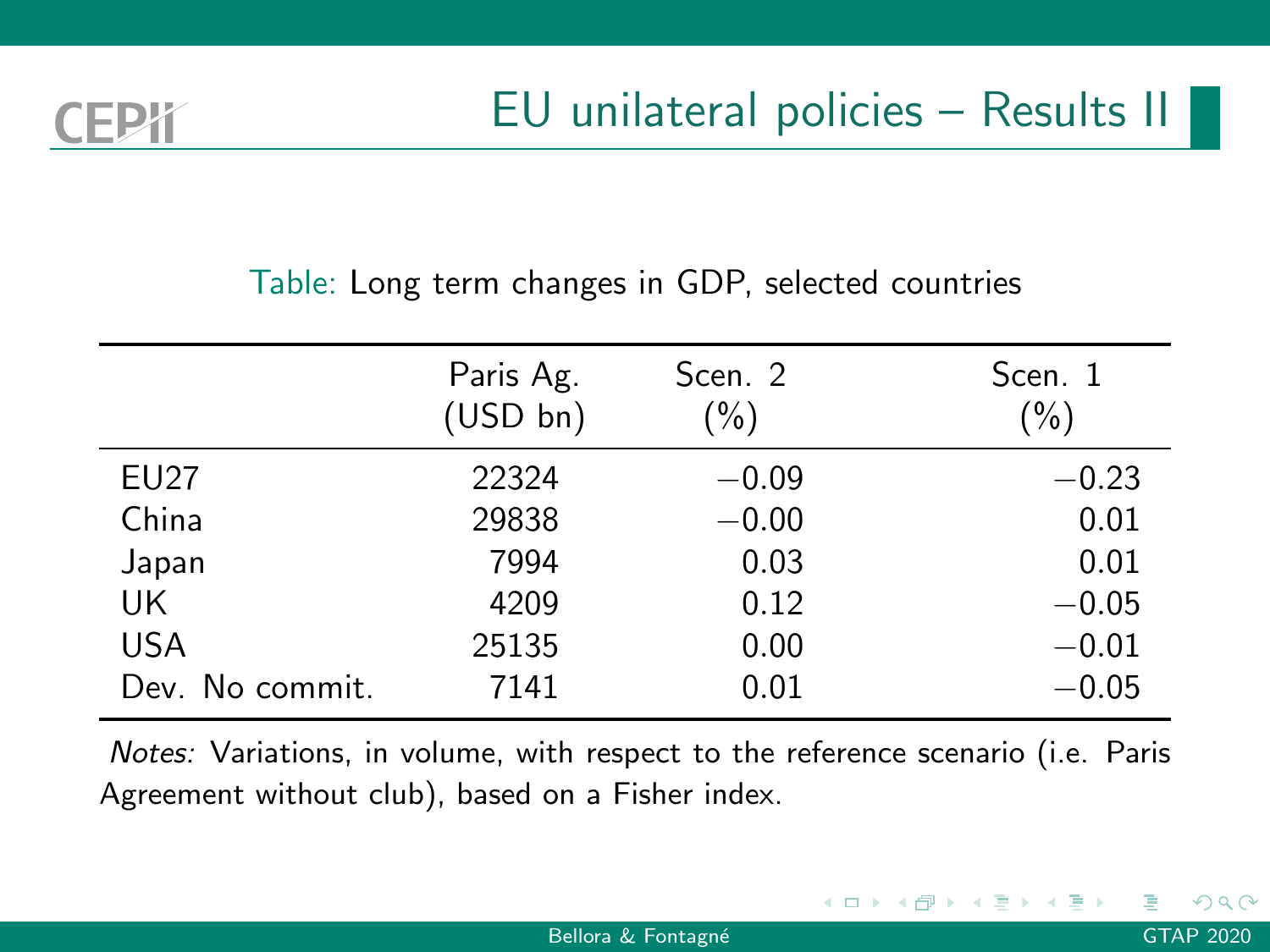# EU unilateral policies – Results II

Table: Long term changes in GDP, selected countries

| | Paris Ag. (USD bn) | Scen. 2 (%) | Scen. 1 (%) |
|---|---|---|---|
| EU27 | 22324 | −0.09 | −0.23 |
| China | 29838 | −0.00 | 0.01 |
| Japan | 7994 | 0.03 | 0.01 |
| UK | 4209 | 0.12 | −0.05 |
| USA | 25135 | 0.00 | −0.01 |
| Dev. No commit. | 7141 | 0.01 | −0.05 |

*Notes:* Variations, in volume, with respect to the reference scenario (i.e. Paris Agreement without club), based on a Fisher index.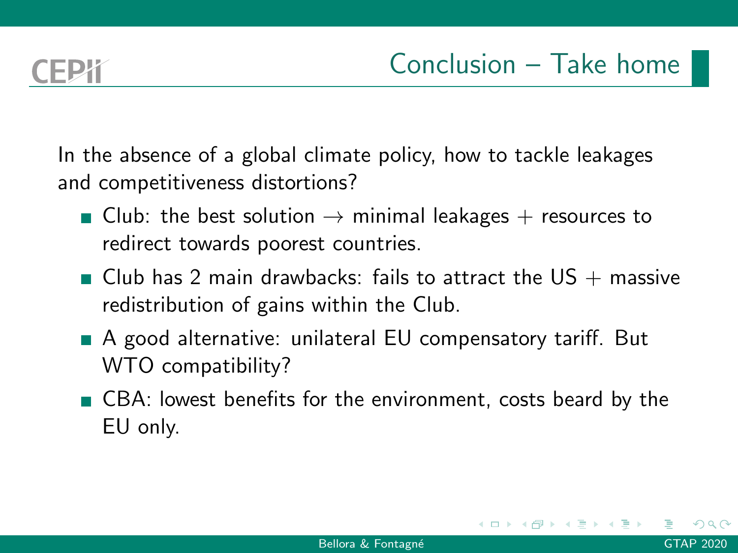## Conclusion – Take home

In the absence of a global climate policy, how to tackle leakages and competitiveness distortions?

- Club: the best solution $\rightarrow$ minimal leakages + resources to redirect towards poorest countries.
- Club has 2 main drawbacks: fails to attract the US + massive redistribution of gains within the Club.
- A good alternative: unilateral EU compensatory tariff. But WTO compatibility?
- CBA: lowest benefits for the environment, costs beard by the EU only.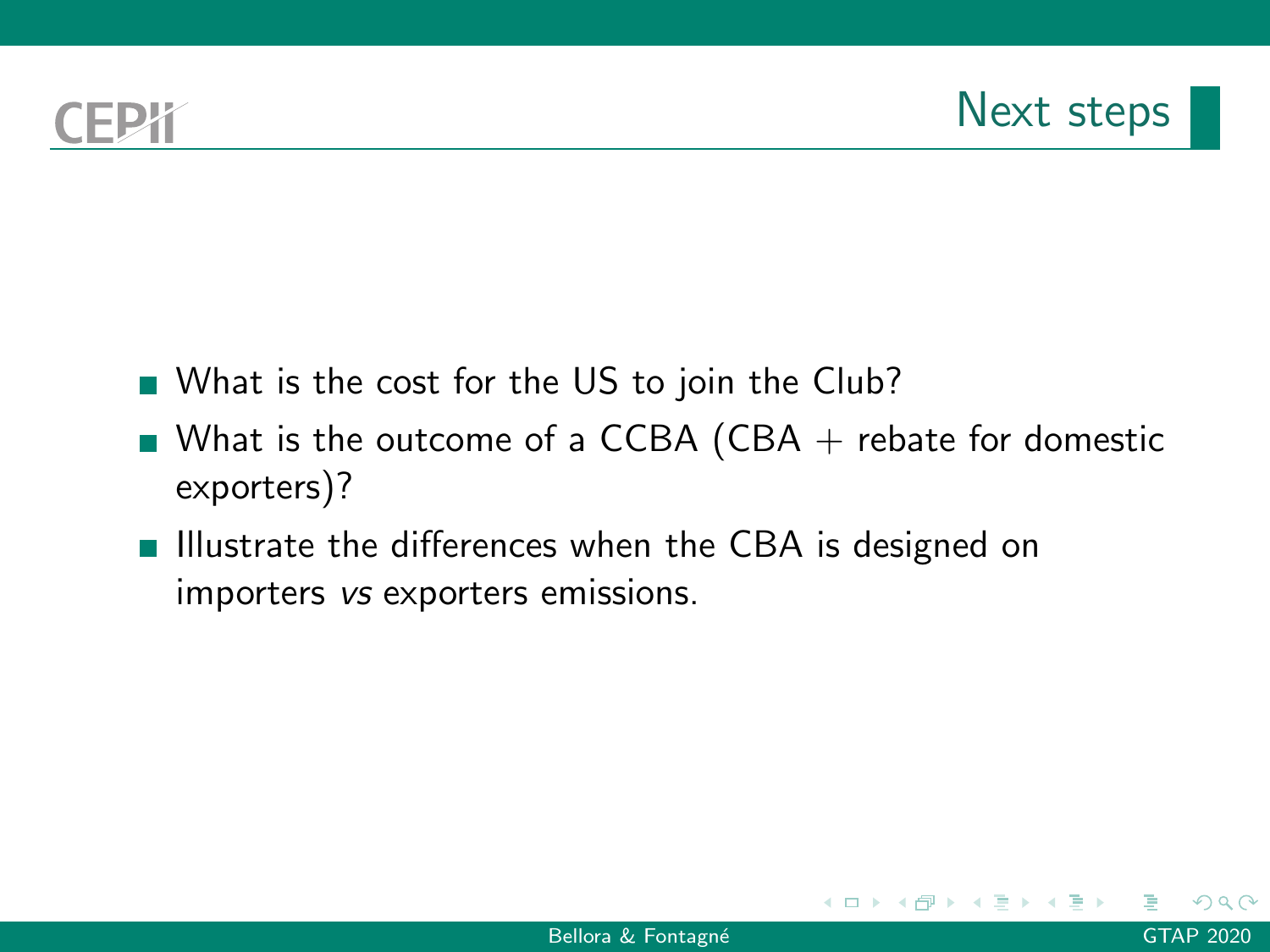# Next steps

- What is the cost for the US to join the Club?
- What is the outcome of a CCBA (CBA + rebate for domestic exporters)?
- Illustrate the differences when the CBA is designed on importers *vs* exporters emissions.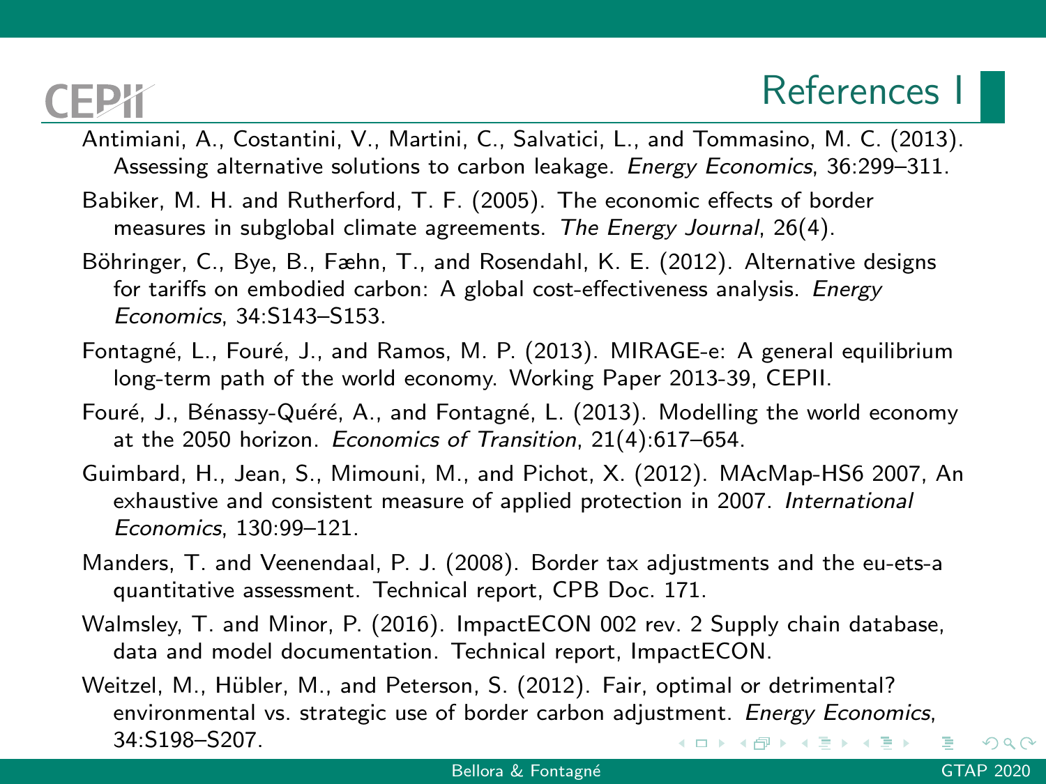# References I

Antimiani, A., Costantini, V., Martini, C., Salvatici, L., and Tommasino, M. C. (2013). Assessing alternative solutions to carbon leakage. *Energy Economics*, 36:299–311.

Babiker, M. H. and Rutherford, T. F. (2005). The economic effects of border measures in subglobal climate agreements. *The Energy Journal*, 26(4).

Böhringer, C., Bye, B., Fæhn, T., and Rosendahl, K. E. (2012). Alternative designs for tariffs on embodied carbon: A global cost-effectiveness analysis. *Energy Economics*, 34:S143–S153.

Fontagné, L., Fouré, J., and Ramos, M. P. (2013). MIRAGE-e: A general equilibrium long-term path of the world economy. Working Paper 2013-39, CEPII.

Fouré, J., Bénassy-Quéré, A., and Fontagné, L. (2013). Modelling the world economy at the 2050 horizon. *Economics of Transition*, 21(4):617–654.

Guimbard, H., Jean, S., Mimouni, M., and Pichot, X. (2012). MAcMap-HS6 2007, An exhaustive and consistent measure of applied protection in 2007. *International Economics*, 130:99–121.

Manders, T. and Veenendaal, P. J. (2008). Border tax adjustments and the eu-ets-a quantitative assessment. Technical report, CPB Doc. 171.

Walmsley, T. and Minor, P. (2016). ImpactECON 002 rev. 2 Supply chain database, data and model documentation. Technical report, ImpactECON.

Weitzel, M., Hübler, M., and Peterson, S. (2012). Fair, optimal or detrimental? environmental vs. strategic use of border carbon adjustment. *Energy Economics*, 34:S198–S207.